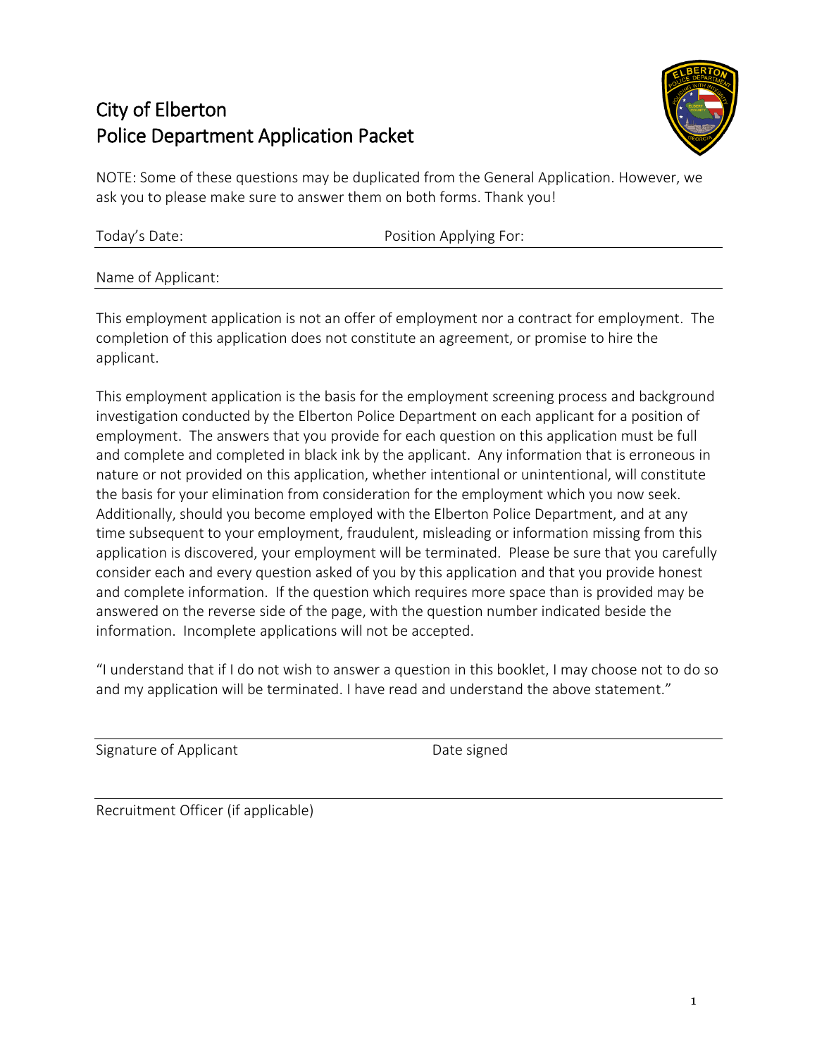# City of Elberton
# Police Department Application Packet

NOTE: Some of these questions may be duplicated from the General Application. However, we ask you to please make sure to answer them on both forms. Thank you!

Today's Date: \_\_\_\_\_\_\_\_\_\_\_\_\_\_\_\_ Position Applying For: \_\_\_\_\_\_\_\_\_\_\_\_\_\_\_\_

Name of Applicant: \_\_\_\_\_\_\_\_\_\_\_\_\_\_\_\_\_\_\_\_\_\_\_\_\_\_\_\_\_\_\_\_

This employment application is not an offer of employment nor a contract for employment. The completion of this application does not constitute an agreement, or promise to hire the applicant.

This employment application is the basis for the employment screening process and background investigation conducted by the Elberton Police Department on each applicant for a position of employment. The answers that you provide for each question on this application must be full and complete and completed in black ink by the applicant. Any information that is erroneous in nature or not provided on this application, whether intentional or unintentional, will constitute the basis for your elimination from consideration for the employment which you now seek. Additionally, should you become employed with the Elberton Police Department, and at any time subsequent to your employment, fraudulent, misleading or information missing from this application is discovered, your employment will be terminated. Please be sure that you carefully consider each and every question asked of you by this application and that you provide honest and complete information. If the question which requires more space than is provided may be answered on the reverse side of the page, with the question number indicated beside the information. Incomplete applications will not be accepted.

"I understand that if I do not wish to answer a question in this booklet, I may choose not to do so and my application will be terminated. I have read and understand the above statement."

\_\_\_\_\_\_\_\_\_\_\_\_\_\_\_\_\_\_\_\_\_\_\_\_\_\_\_\_\_\_\_\_
Signature of Applicant Date signed

\_\_\_\_\_\_\_\_\_\_\_\_\_\_\_\_\_\_\_\_\_\_\_\_\_\_\_\_\_\_\_\_
Recruitment Officer (if applicable)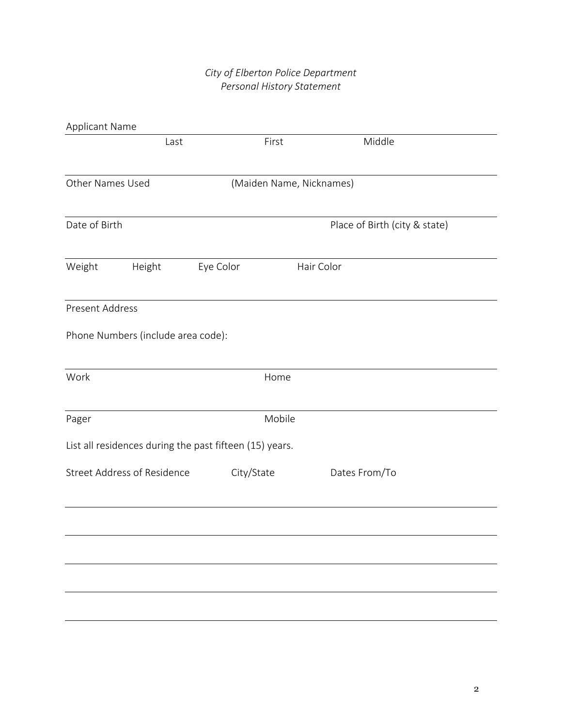*City of Elberton Police Department*
*Personal History Statement*

Applicant Name

Last First Middle

Other Names Used (Maiden Name, Nicknames)

Date of Birth Place of Birth (city & state)

Weight Height Eye Color Hair Color

Present Address

Phone Numbers (include area code):

Work Home

Pager Mobile

List all residences during the past fifteen (15) years.

| Street Address of Residence | City/State | Dates From/To |
|---|---|---|
| | | |
| | | |
| | | |
| | | |
| | | |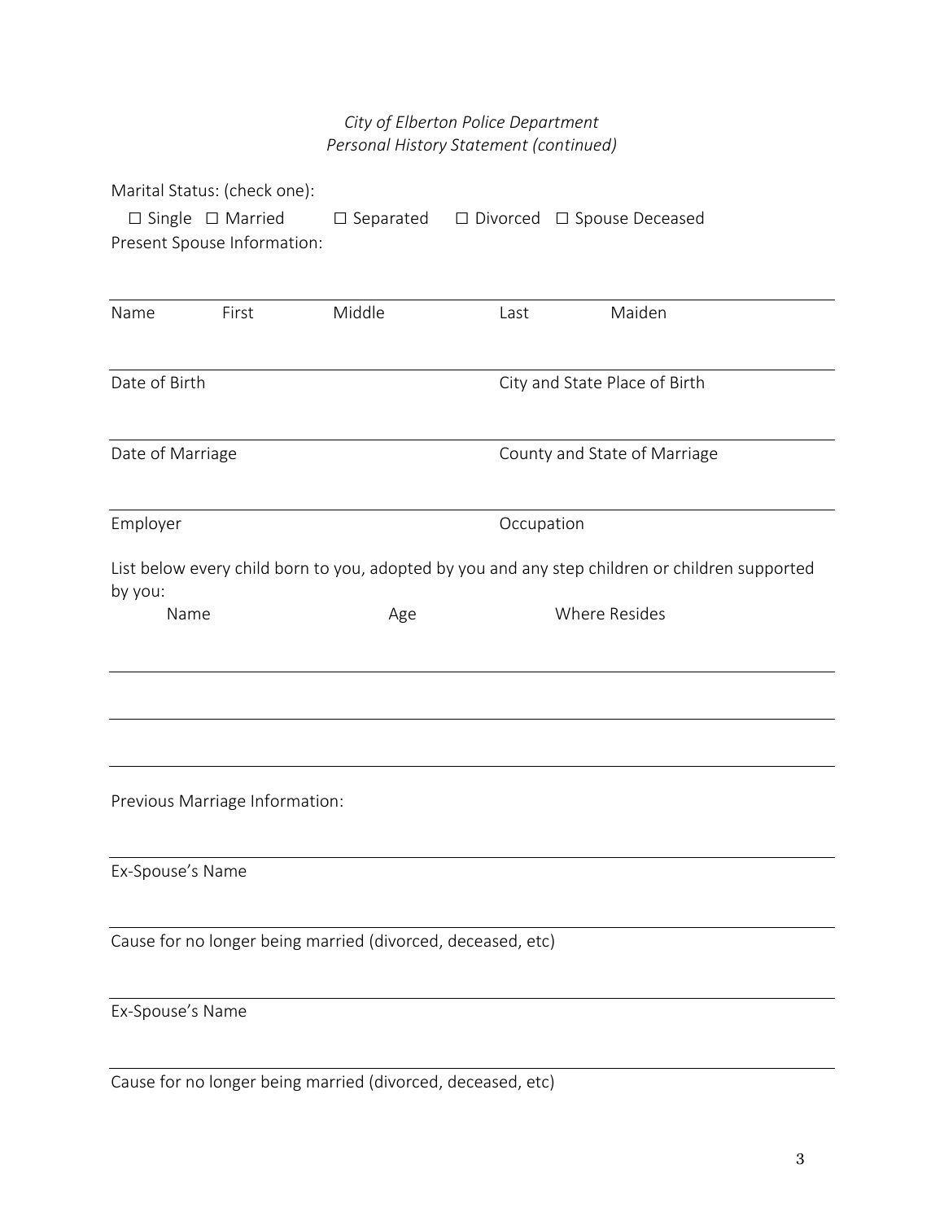*City of Elberton Police Department*
*Personal History Statement (continued)*

Marital Status: (check one):

☐ Single ☐ Married ☐ Separated ☐ Divorced ☐ Spouse Deceased

Present Spouse Information:

_______________________________________________

Name First Middle Last Maiden

_______________________________________________

Date of Birth City and State Place of Birth

_______________________________________________

Date of Marriage County and State of Marriage

_______________________________________________

Employer Occupation

List below every child born to you, adopted by you and any step children or children supported by you:

| Name | Age | Where Resides |
|---|---|---|
| | | |
| | | |
| | | |

Previous Marriage Information:

_______________________________________________

Ex-Spouse's Name

_______________________________________________

Cause for no longer being married (divorced, deceased, etc)

_______________________________________________

Ex-Spouse's Name

_______________________________________________

Cause for no longer being married (divorced, deceased, etc)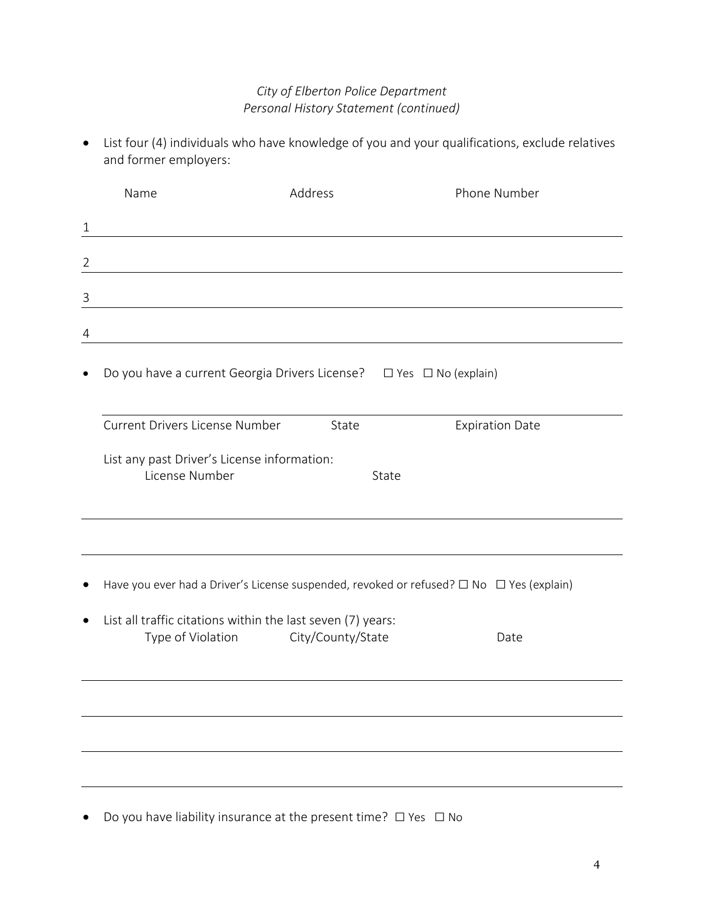*City of Elberton Police Department*
*Personal History Statement (continued)*

- List four (4) individuals who have knowledge of you and your qualifications, exclude relatives and former employers:

| | Name | Address | Phone Number |
|---|---|---|---|
| 1 | | | |
| 2 | | | |
| 3 | | | |
| 4 | | | |

- Do you have a current Georgia Drivers License? ☐ Yes ☐ No (explain)

| Current Drivers License Number | State | Expiration Date |
|---|---|---|
| | | |

List any past Driver's License information:

| License Number | State |
|---|---|
| | |
| | |

- Have you ever had a Driver's License suspended, revoked or refused? ☐ No ☐ Yes (explain)

- List all traffic citations within the last seven (7) years:

| Type of Violation | City/County/State | Date |
|---|---|---|
| | | |
| | | |
| | | |
| | | |

- Do you have liability insurance at the present time? ☐ Yes ☐ No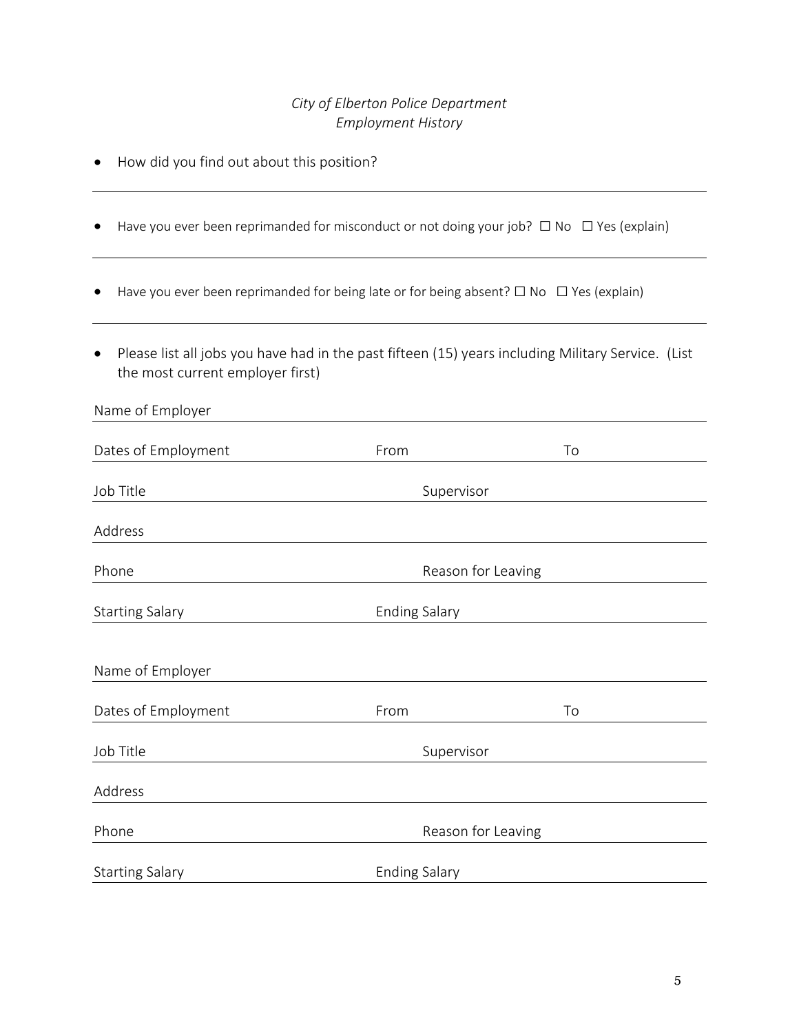*City of Elberton Police Department*
*Employment History*

- How did you find out about this position?

---

- Have you ever been reprimanded for misconduct or not doing your job? ☐ No ☐ Yes (explain)

---

- Have you ever been reprimanded for being late or for being absent? ☐ No ☐ Yes (explain)

---

- Please list all jobs you have had in the past fifteen (15) years including Military Service. (List the most current employer first)

Name of Employer ____________________

Dates of Employment ____________________ From ____________________ To ____________________

Job Title ____________________ Supervisor ____________________

Address ____________________

Phone ____________________ Reason for Leaving ____________________

Starting Salary ____________________ Ending Salary ____________________

Name of Employer ____________________

Dates of Employment ____________________ From ____________________ To ____________________

Job Title ____________________ Supervisor ____________________

Address ____________________

Phone ____________________ Reason for Leaving ____________________

Starting Salary ____________________ Ending Salary ____________________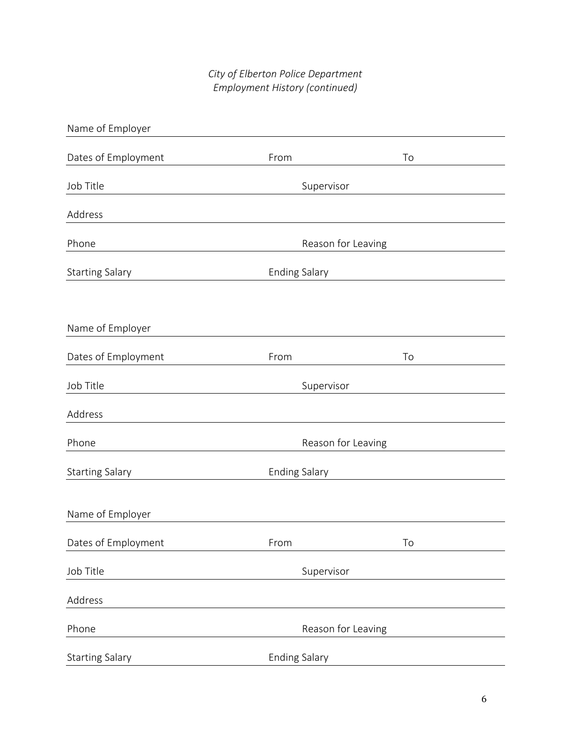*City of Elberton Police Department*
*Employment History (continued)*

Name of Employer ______________________________________________

Dates of Employment ____________ From ____________ To ____________

Job Title ____________ Supervisor ____________

Address ______________________________________________

Phone ____________ Reason for Leaving ____________

Starting Salary ____________ Ending Salary ____________

Name of Employer ______________________________________________

Dates of Employment ____________ From ____________ To ____________

Job Title ____________ Supervisor ____________

Address ______________________________________________

Phone ____________ Reason for Leaving ____________

Starting Salary ____________ Ending Salary ____________

Name of Employer ______________________________________________

Dates of Employment ____________ From ____________ To ____________

Job Title ____________ Supervisor ____________

Address ______________________________________________

Phone ____________ Reason for Leaving ____________

Starting Salary ____________ Ending Salary ____________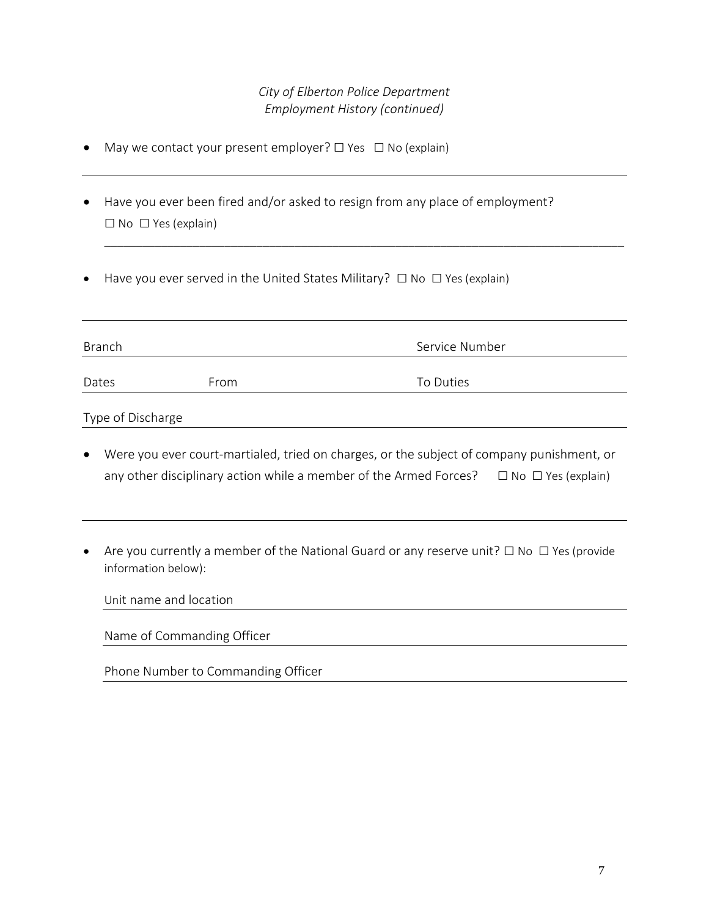*City of Elberton Police Department*
*Employment History (continued)*

- May we contact your present employer? ☐ Yes ☐ No (explain)

___

- Have you ever been fired and/or asked to resign from any place of employment?
  ☐ No ☐ Yes (explain)

  ___

- Have you ever served in the United States Military? ☐ No ☐ Yes (explain)

___

Branch ____________________ Service Number ____________________

Dates __________ From ____________________ To Duties ____________________

Type of Discharge ____________________

- Were you ever court-martialed, tried on charges, or the subject of company punishment, or any other disciplinary action while a member of the Armed Forces? ☐ No ☐ Yes (explain)

___

- Are you currently a member of the National Guard or any reserve unit? ☐ No ☐ Yes (provide information below):

  Unit name and location ____________________

  Name of Commanding Officer ____________________

  Phone Number to Commanding Officer ____________________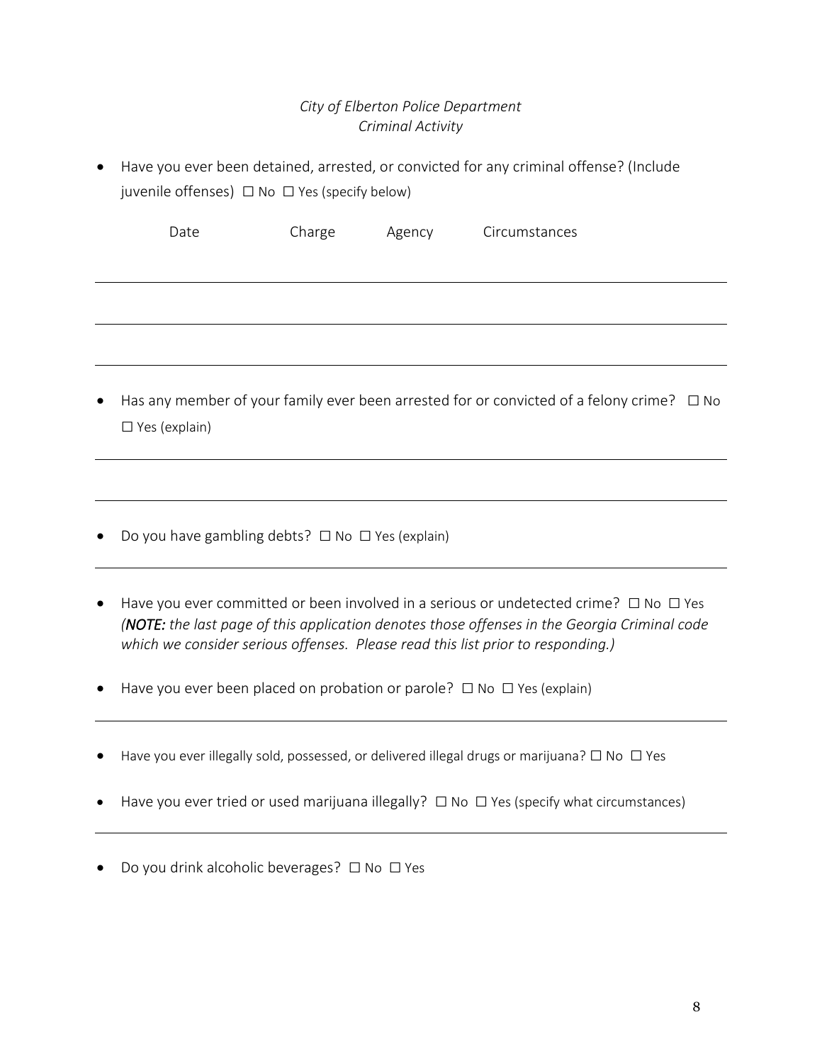*City of Elberton Police Department*
*Criminal Activity*

- Have you ever been detained, arrested, or convicted for any criminal offense? (Include juvenile offenses) ☐ No ☐ Yes (specify below)

| Date | Charge | Agency | Circumstances |
|---|---|---|---|
| | | | |
| | | | |
| | | | |

- Has any member of your family ever been arrested for or convicted of a felony crime? ☐ No ☐ Yes (explain)

- Do you have gambling debts? ☐ No ☐ Yes (explain)

- Have you ever committed or been involved in a serious or undetected crime? ☐ No ☐ Yes *(**NOTE:** the last page of this application denotes those offenses in the Georgia Criminal code which we consider serious offenses. Please read this list prior to responding.)*

- Have you ever been placed on probation or parole? ☐ No ☐ Yes (explain)

- Have you ever illegally sold, possessed, or delivered illegal drugs or marijuana? ☐ No ☐ Yes

- Have you ever tried or used marijuana illegally? ☐ No ☐ Yes (specify what circumstances)

- Do you drink alcoholic beverages? ☐ No ☐ Yes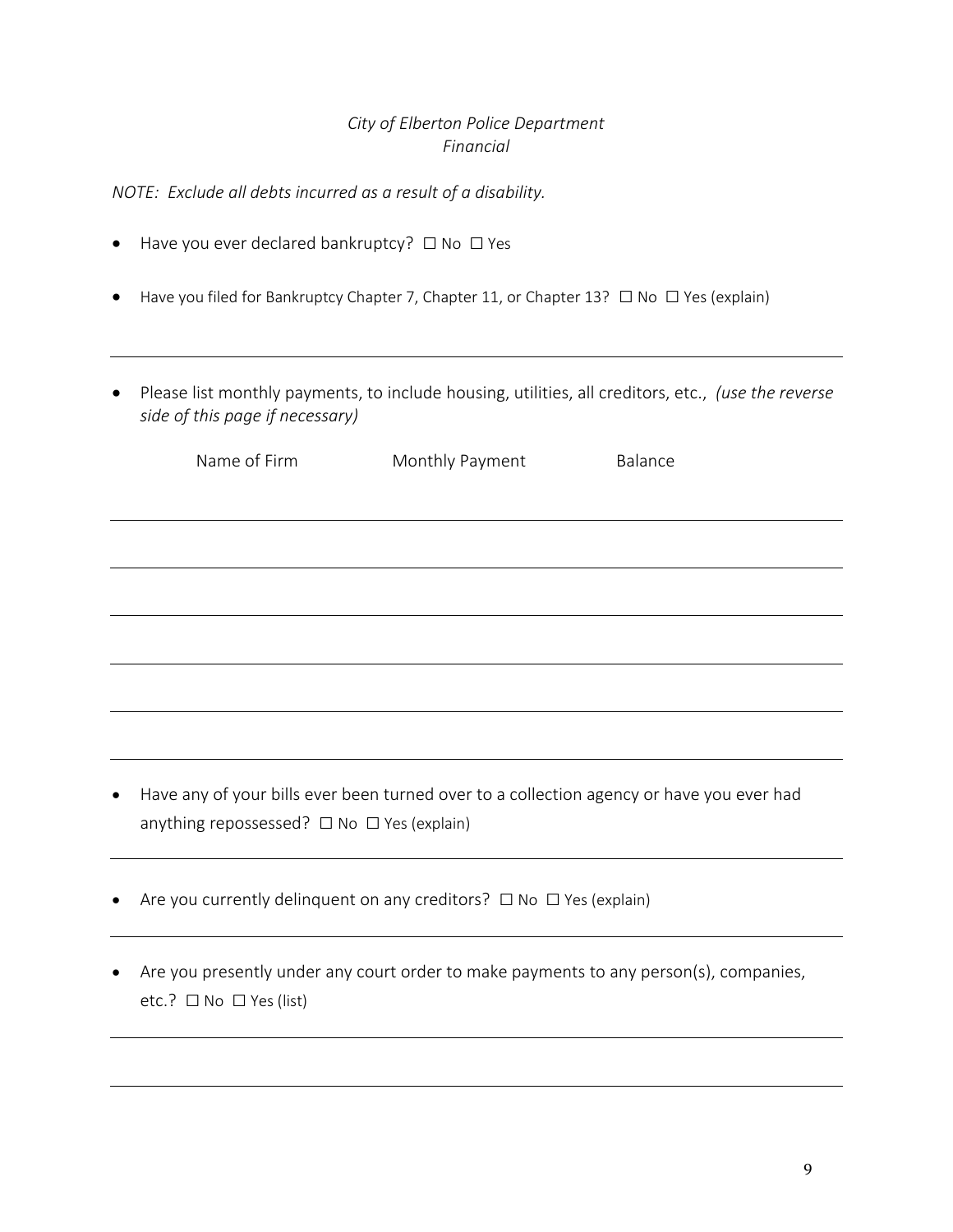*City of Elberton Police Department*
*Financial*

*NOTE: Exclude all debts incurred as a result of a disability.*

- Have you ever declared bankruptcy? ☐ No ☐ Yes
- Have you filed for Bankruptcy Chapter 7, Chapter 11, or Chapter 13? ☐ No ☐ Yes (explain)

---

- Please list monthly payments, to include housing, utilities, all creditors, etc., *(use the reverse side of this page if necessary)*

| Name of Firm | Monthly Payment | Balance |
| --- | --- | --- |
| | | |
| | | |
| | | |
| | | |
| | | |

- Have any of your bills ever been turned over to a collection agency or have you ever had anything repossessed? ☐ No ☐ Yes (explain)

---

- Are you currently delinquent on any creditors? ☐ No ☐ Yes (explain)

---

- Are you presently under any court order to make payments to any person(s), companies, etc.? ☐ No ☐ Yes (list)

---

---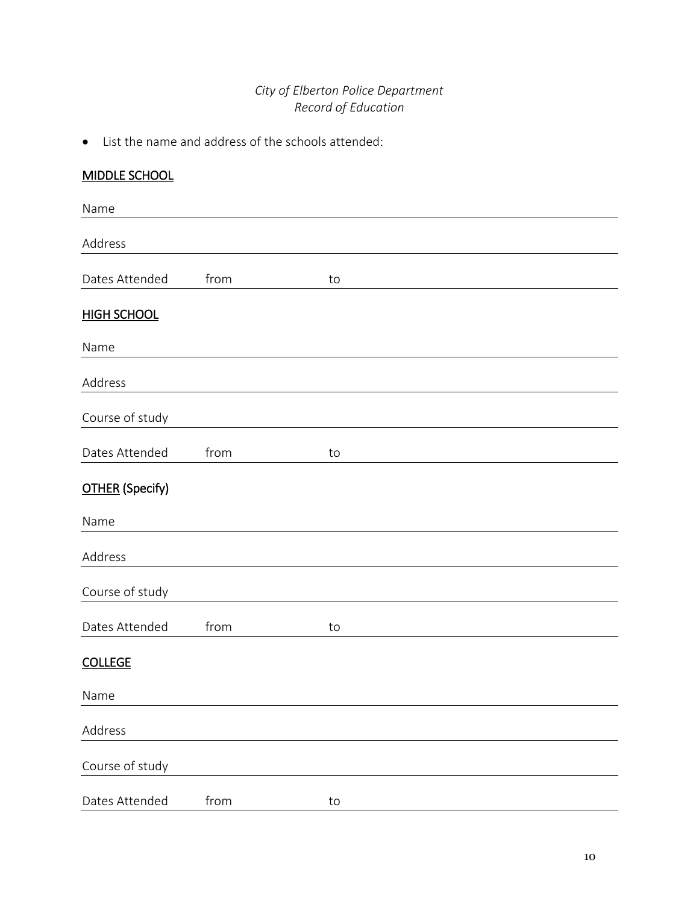*City of Elberton Police Department*
*Record of Education*

- List the name and address of the schools attended:

**MIDDLE SCHOOL**

Name \_\_\_\_\_\_\_\_\_\_\_\_\_\_\_\_\_\_\_\_\_\_\_\_\_\_\_\_\_\_\_\_\_\_\_\_\_\_\_\_

Address \_\_\_\_\_\_\_\_\_\_\_\_\_\_\_\_\_\_\_\_\_\_\_\_\_\_\_\_\_\_\_\_\_\_\_\_\_\_\_\_

Dates Attended from \_\_\_\_\_\_\_\_\_\_ to \_\_\_\_\_\_\_\_\_\_

**HIGH SCHOOL**

Name \_\_\_\_\_\_\_\_\_\_\_\_\_\_\_\_\_\_\_\_\_\_\_\_\_\_\_\_\_\_\_\_\_\_\_\_\_\_\_\_

Address \_\_\_\_\_\_\_\_\_\_\_\_\_\_\_\_\_\_\_\_\_\_\_\_\_\_\_\_\_\_\_\_\_\_\_\_\_\_\_\_

Course of study \_\_\_\_\_\_\_\_\_\_\_\_\_\_\_\_\_\_\_\_\_\_\_\_\_\_\_\_\_\_\_\_\_\_\_\_\_\_\_\_

Dates Attended from \_\_\_\_\_\_\_\_\_\_ to \_\_\_\_\_\_\_\_\_\_

**OTHER (Specify)**

Name \_\_\_\_\_\_\_\_\_\_\_\_\_\_\_\_\_\_\_\_\_\_\_\_\_\_\_\_\_\_\_\_\_\_\_\_\_\_\_\_

Address \_\_\_\_\_\_\_\_\_\_\_\_\_\_\_\_\_\_\_\_\_\_\_\_\_\_\_\_\_\_\_\_\_\_\_\_\_\_\_\_

Course of study \_\_\_\_\_\_\_\_\_\_\_\_\_\_\_\_\_\_\_\_\_\_\_\_\_\_\_\_\_\_\_\_\_\_\_\_\_\_\_\_

Dates Attended from \_\_\_\_\_\_\_\_\_\_ to \_\_\_\_\_\_\_\_\_\_

**COLLEGE**

Name \_\_\_\_\_\_\_\_\_\_\_\_\_\_\_\_\_\_\_\_\_\_\_\_\_\_\_\_\_\_\_\_\_\_\_\_\_\_\_\_

Address \_\_\_\_\_\_\_\_\_\_\_\_\_\_\_\_\_\_\_\_\_\_\_\_\_\_\_\_\_\_\_\_\_\_\_\_\_\_\_\_

Course of study \_\_\_\_\_\_\_\_\_\_\_\_\_\_\_\_\_\_\_\_\_\_\_\_\_\_\_\_\_\_\_\_\_\_\_\_\_\_\_\_

Dates Attended from \_\_\_\_\_\_\_\_\_\_ to \_\_\_\_\_\_\_\_\_\_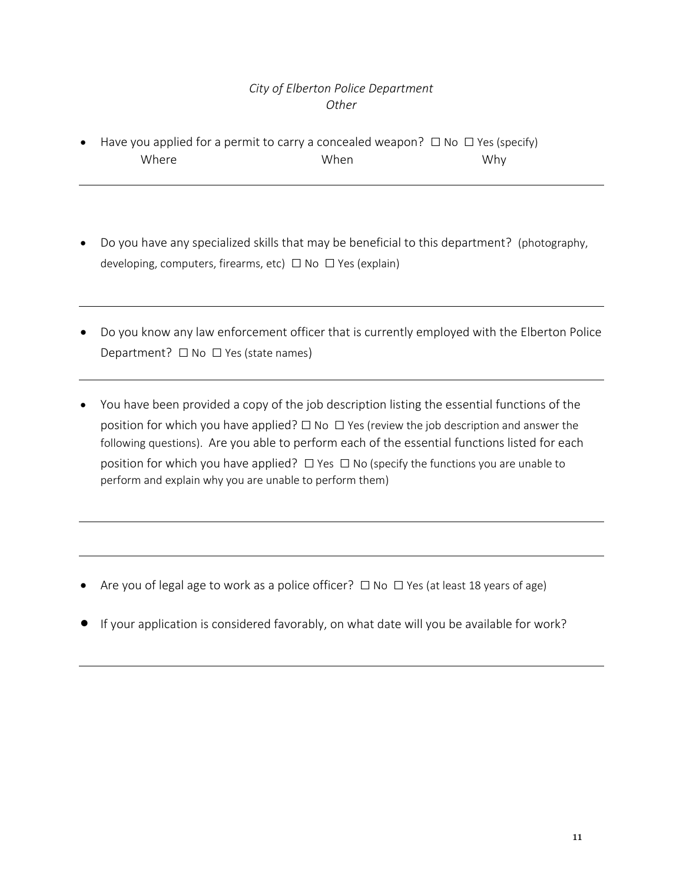*City of Elberton Police Department*
*Other*

- Have you applied for a permit to carry a concealed weapon? ☐ No ☐ Yes (specify)
  Where When Why

---

- Do you have any specialized skills that may be beneficial to this department? (photography, developing, computers, firearms, etc) ☐ No ☐ Yes (explain)

---

- Do you know any law enforcement officer that is currently employed with the Elberton Police Department? ☐ No ☐ Yes (state names)

---

- You have been provided a copy of the job description listing the essential functions of the position for which you have applied? ☐ No ☐ Yes (review the job description and answer the following questions). Are you able to perform each of the essential functions listed for each position for which you have applied? ☐ Yes ☐ No (specify the functions you are unable to perform and explain why you are unable to perform them)

---

---

- Are you of legal age to work as a police officer? ☐ No ☐ Yes (at least 18 years of age)

- If your application is considered favorably, on what date will you be available for work?

---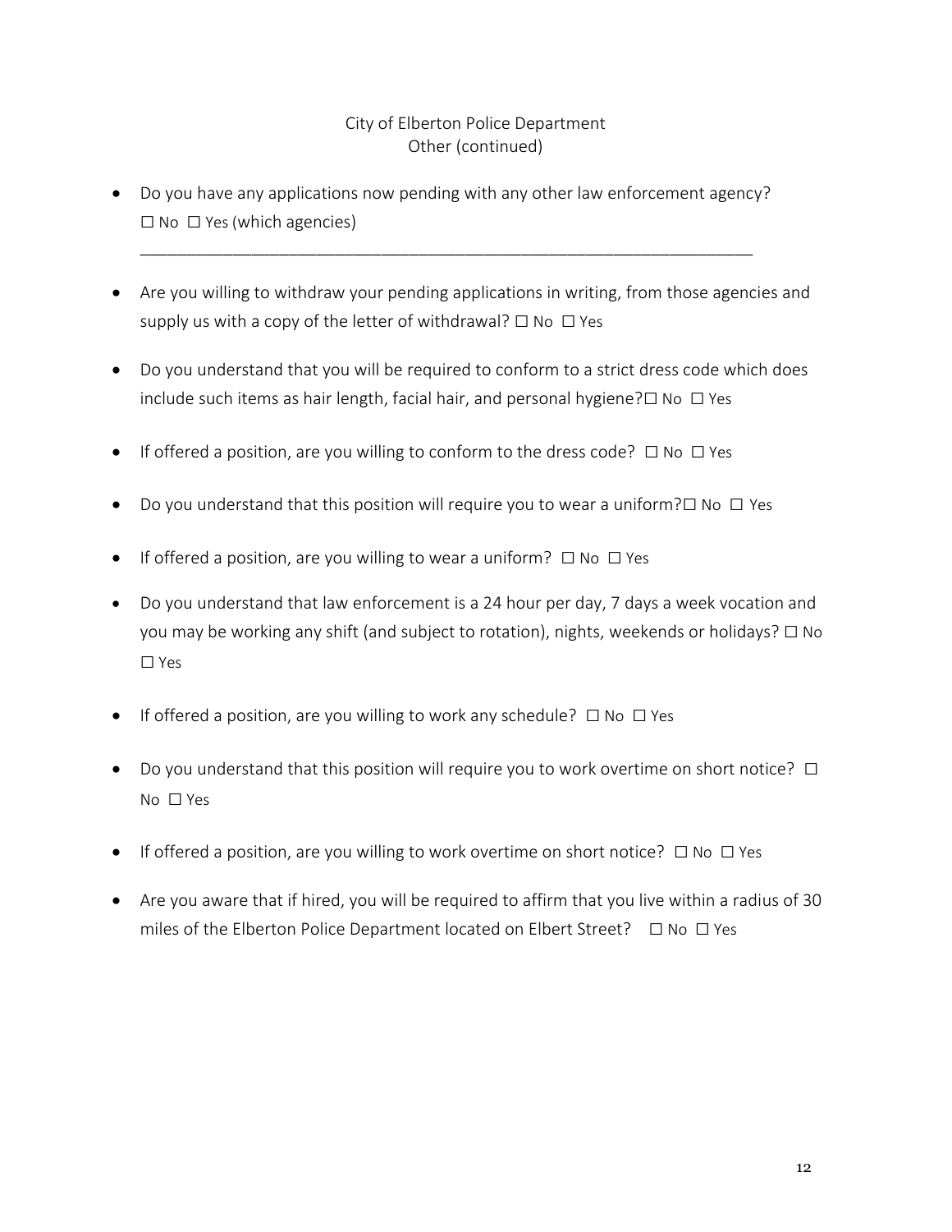City of Elberton Police Department
Other (continued)

- Do you have any applications now pending with any other law enforcement agency? ☐ No ☐ Yes (which agencies)
  ____________________________________________________________________
- Are you willing to withdraw your pending applications in writing, from those agencies and supply us with a copy of the letter of withdrawal? ☐ No ☐ Yes
- Do you understand that you will be required to conform to a strict dress code which does include such items as hair length, facial hair, and personal hygiene?☐ No ☐ Yes
- If offered a position, are you willing to conform to the dress code? ☐ No ☐ Yes
- Do you understand that this position will require you to wear a uniform?☐ No ☐ Yes
- If offered a position, are you willing to wear a uniform? ☐ No ☐ Yes
- Do you understand that law enforcement is a 24 hour per day, 7 days a week vocation and you may be working any shift (and subject to rotation), nights, weekends or holidays? ☐ No ☐ Yes
- If offered a position, are you willing to work any schedule? ☐ No ☐ Yes
- Do you understand that this position will require you to work overtime on short notice? ☐ No ☐ Yes
- If offered a position, are you willing to work overtime on short notice? ☐ No ☐ Yes
- Are you aware that if hired, you will be required to affirm that you live within a radius of 30 miles of the Elberton Police Department located on Elbert Street? ☐ No ☐ Yes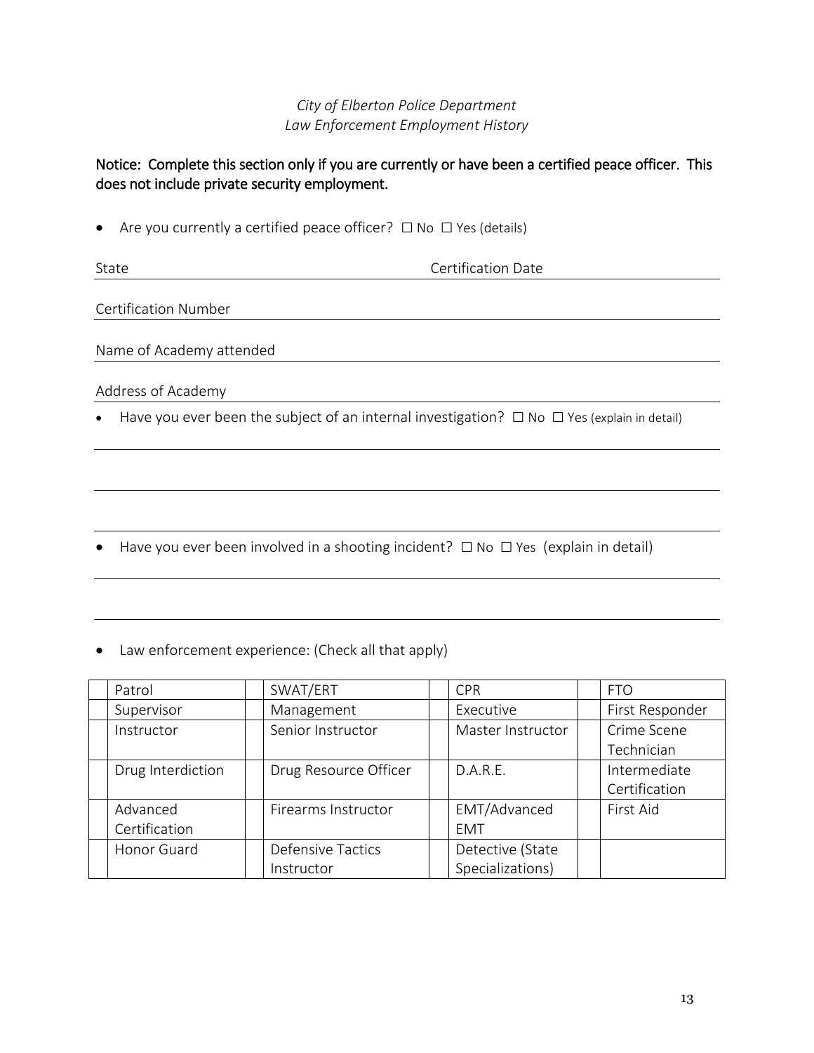*City of Elberton Police Department*
*Law Enforcement Employment History*

Notice: Complete this section only if you are currently or have been a certified peace officer. This does not include private security employment.

- Are you currently a certified peace officer? ☐ No ☐ Yes (details)

State ______________________ Certification Date ______________________

Certification Number ______________________

Name of Academy attended ______________________

Address of Academy ______________________

- Have you ever been the subject of an internal investigation? ☐ No ☐ Yes (explain in detail)

______________________

______________________

______________________

- Have you ever been involved in a shooting incident? ☐ No ☐ Yes (explain in detail)

______________________

______________________

- Law enforcement experience: (Check all that apply)

| | | | | | | | |
|---|---|---|---|---|---|---|---|
| | Patrol | | SWAT/ERT | | CPR | | FTO |
| | Supervisor | | Management | | Executive | | First Responder |
| | Instructor | | Senior Instructor | | Master Instructor | | Crime Scene Technician |
| | Drug Interdiction | | Drug Resource Officer | | D.A.R.E. | | Intermediate Certification |
| | Advanced Certification | | Firearms Instructor | | EMT/Advanced EMT | | First Aid |
| | Honor Guard | | Defensive Tactics Instructor | | Detective (State Specializations) | | |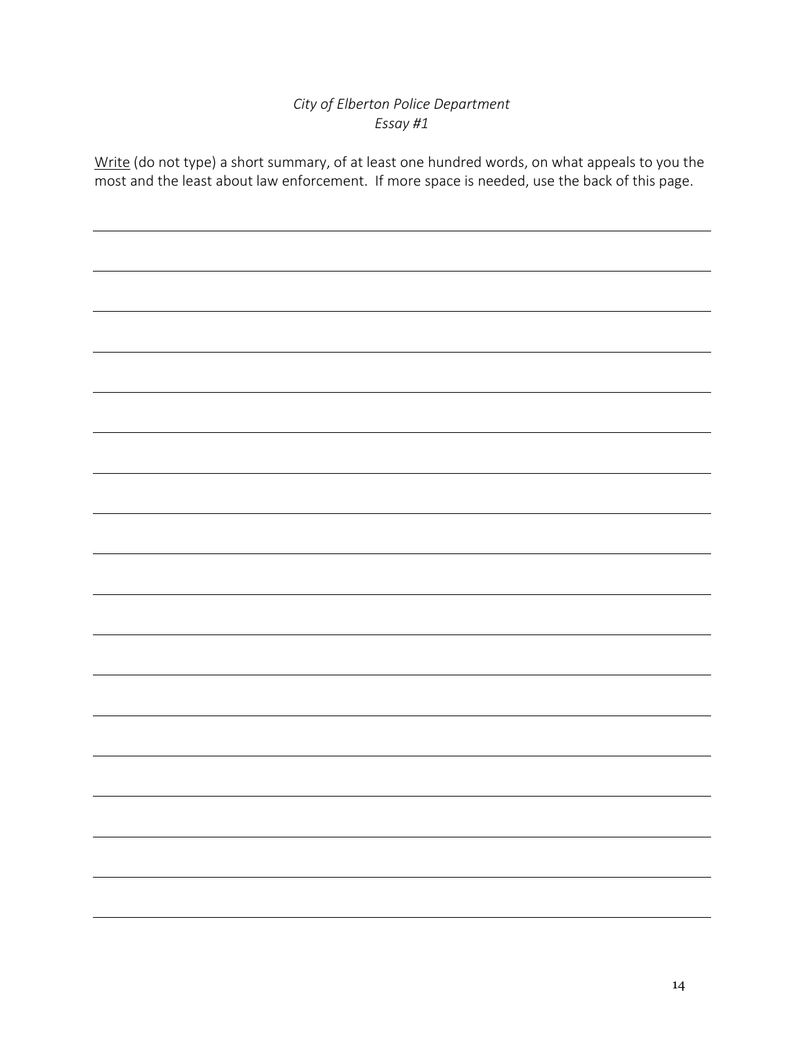*City of Elberton Police Department*
*Essay #1*

Write (do not type) a short summary, of at least one hundred words, on what appeals to you the most and the least about law enforcement. If more space is needed, use the back of this page.

\_\_\_\_\_\_\_\_\_\_\_\_\_\_\_\_\_\_\_\_\_\_\_\_\_\_\_\_\_\_\_\_\_\_\_\_\_\_\_\_\_\_\_\_\_\_\_\_\_\_\_\_\_\_\_\_\_\_\_\_\_\_\_\_\_\_\_\_\_\_\_\_

\_\_\_\_\_\_\_\_\_\_\_\_\_\_\_\_\_\_\_\_\_\_\_\_\_\_\_\_\_\_\_\_\_\_\_\_\_\_\_\_\_\_\_\_\_\_\_\_\_\_\_\_\_\_\_\_\_\_\_\_\_\_\_\_\_\_\_\_\_\_\_\_

\_\_\_\_\_\_\_\_\_\_\_\_\_\_\_\_\_\_\_\_\_\_\_\_\_\_\_\_\_\_\_\_\_\_\_\_\_\_\_\_\_\_\_\_\_\_\_\_\_\_\_\_\_\_\_\_\_\_\_\_\_\_\_\_\_\_\_\_\_\_\_\_

\_\_\_\_\_\_\_\_\_\_\_\_\_\_\_\_\_\_\_\_\_\_\_\_\_\_\_\_\_\_\_\_\_\_\_\_\_\_\_\_\_\_\_\_\_\_\_\_\_\_\_\_\_\_\_\_\_\_\_\_\_\_\_\_\_\_\_\_\_\_\_\_

\_\_\_\_\_\_\_\_\_\_\_\_\_\_\_\_\_\_\_\_\_\_\_\_\_\_\_\_\_\_\_\_\_\_\_\_\_\_\_\_\_\_\_\_\_\_\_\_\_\_\_\_\_\_\_\_\_\_\_\_\_\_\_\_\_\_\_\_\_\_\_\_

\_\_\_\_\_\_\_\_\_\_\_\_\_\_\_\_\_\_\_\_\_\_\_\_\_\_\_\_\_\_\_\_\_\_\_\_\_\_\_\_\_\_\_\_\_\_\_\_\_\_\_\_\_\_\_\_\_\_\_\_\_\_\_\_\_\_\_\_\_\_\_\_

\_\_\_\_\_\_\_\_\_\_\_\_\_\_\_\_\_\_\_\_\_\_\_\_\_\_\_\_\_\_\_\_\_\_\_\_\_\_\_\_\_\_\_\_\_\_\_\_\_\_\_\_\_\_\_\_\_\_\_\_\_\_\_\_\_\_\_\_\_\_\_\_

\_\_\_\_\_\_\_\_\_\_\_\_\_\_\_\_\_\_\_\_\_\_\_\_\_\_\_\_\_\_\_\_\_\_\_\_\_\_\_\_\_\_\_\_\_\_\_\_\_\_\_\_\_\_\_\_\_\_\_\_\_\_\_\_\_\_\_\_\_\_\_\_

\_\_\_\_\_\_\_\_\_\_\_\_\_\_\_\_\_\_\_\_\_\_\_\_\_\_\_\_\_\_\_\_\_\_\_\_\_\_\_\_\_\_\_\_\_\_\_\_\_\_\_\_\_\_\_\_\_\_\_\_\_\_\_\_\_\_\_\_\_\_\_\_

\_\_\_\_\_\_\_\_\_\_\_\_\_\_\_\_\_\_\_\_\_\_\_\_\_\_\_\_\_\_\_\_\_\_\_\_\_\_\_\_\_\_\_\_\_\_\_\_\_\_\_\_\_\_\_\_\_\_\_\_\_\_\_\_\_\_\_\_\_\_\_\_

\_\_\_\_\_\_\_\_\_\_\_\_\_\_\_\_\_\_\_\_\_\_\_\_\_\_\_\_\_\_\_\_\_\_\_\_\_\_\_\_\_\_\_\_\_\_\_\_\_\_\_\_\_\_\_\_\_\_\_\_\_\_\_\_\_\_\_\_\_\_\_\_

\_\_\_\_\_\_\_\_\_\_\_\_\_\_\_\_\_\_\_\_\_\_\_\_\_\_\_\_\_\_\_\_\_\_\_\_\_\_\_\_\_\_\_\_\_\_\_\_\_\_\_\_\_\_\_\_\_\_\_\_\_\_\_\_\_\_\_\_\_\_\_\_

\_\_\_\_\_\_\_\_\_\_\_\_\_\_\_\_\_\_\_\_\_\_\_\_\_\_\_\_\_\_\_\_\_\_\_\_\_\_\_\_\_\_\_\_\_\_\_\_\_\_\_\_\_\_\_\_\_\_\_\_\_\_\_\_\_\_\_\_\_\_\_\_

\_\_\_\_\_\_\_\_\_\_\_\_\_\_\_\_\_\_\_\_\_\_\_\_\_\_\_\_\_\_\_\_\_\_\_\_\_\_\_\_\_\_\_\_\_\_\_\_\_\_\_\_\_\_\_\_\_\_\_\_\_\_\_\_\_\_\_\_\_\_\_\_

\_\_\_\_\_\_\_\_\_\_\_\_\_\_\_\_\_\_\_\_\_\_\_\_\_\_\_\_\_\_\_\_\_\_\_\_\_\_\_\_\_\_\_\_\_\_\_\_\_\_\_\_\_\_\_\_\_\_\_\_\_\_\_\_\_\_\_\_\_\_\_\_

\_\_\_\_\_\_\_\_\_\_\_\_\_\_\_\_\_\_\_\_\_\_\_\_\_\_\_\_\_\_\_\_\_\_\_\_\_\_\_\_\_\_\_\_\_\_\_\_\_\_\_\_\_\_\_\_\_\_\_\_\_\_\_\_\_\_\_\_\_\_\_\_

\_\_\_\_\_\_\_\_\_\_\_\_\_\_\_\_\_\_\_\_\_\_\_\_\_\_\_\_\_\_\_\_\_\_\_\_\_\_\_\_\_\_\_\_\_\_\_\_\_\_\_\_\_\_\_\_\_\_\_\_\_\_\_\_\_\_\_\_\_\_\_\_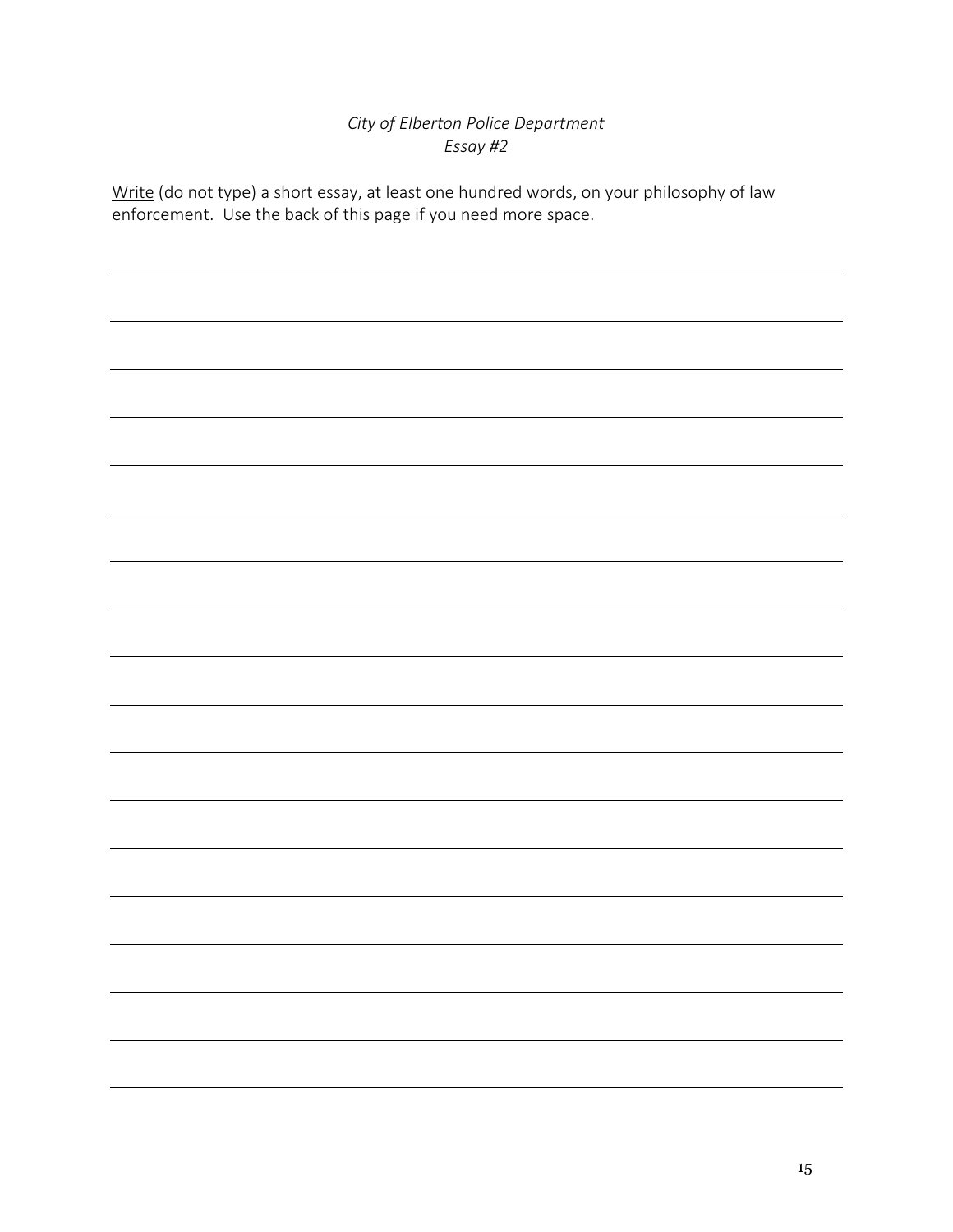*City of Elberton Police Department*
*Essay #2*

<u>Write</u> (do not type) a short essay, at least one hundred words, on your philosophy of law enforcement. Use the back of this page if you need more space.

______________________________________________________________________________

______________________________________________________________________________

______________________________________________________________________________

______________________________________________________________________________

______________________________________________________________________________

______________________________________________________________________________

______________________________________________________________________________

______________________________________________________________________________

______________________________________________________________________________

______________________________________________________________________________

______________________________________________________________________________

______________________________________________________________________________

______________________________________________________________________________

______________________________________________________________________________

______________________________________________________________________________

______________________________________________________________________________

______________________________________________________________________________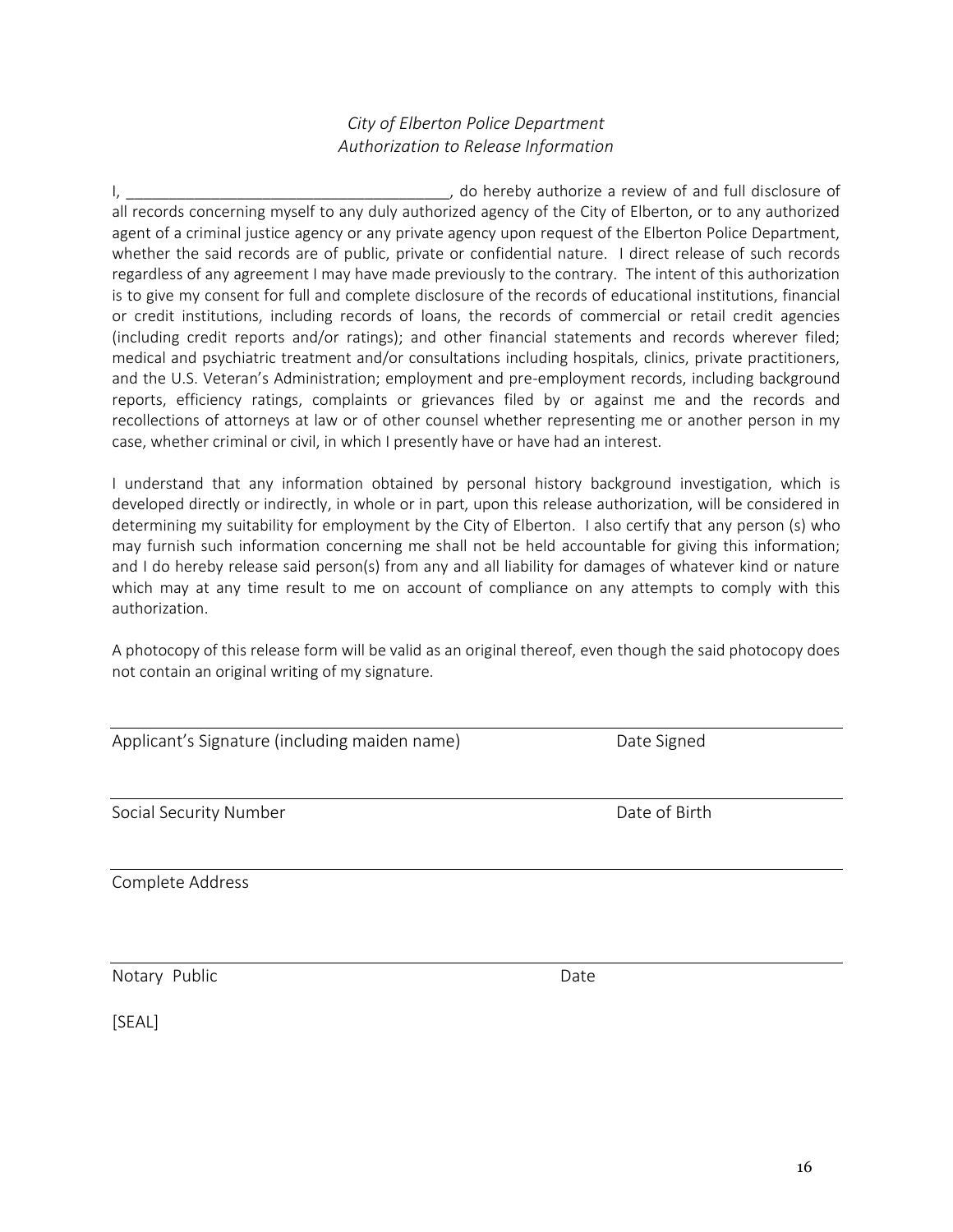*City of Elberton Police Department*
*Authorization to Release Information*

I, ______________________________________, do hereby authorize a review of and full disclosure of all records concerning myself to any duly authorized agency of the City of Elberton, or to any authorized agent of a criminal justice agency or any private agency upon request of the Elberton Police Department, whether the said records are of public, private or confidential nature. I direct release of such records regardless of any agreement I may have made previously to the contrary. The intent of this authorization is to give my consent for full and complete disclosure of the records of educational institutions, financial or credit institutions, including records of loans, the records of commercial or retail credit agencies (including credit reports and/or ratings); and other financial statements and records wherever filed; medical and psychiatric treatment and/or consultations including hospitals, clinics, private practitioners, and the U.S. Veteran's Administration; employment and pre-employment records, including background reports, efficiency ratings, complaints or grievances filed by or against me and the records and recollections of attorneys at law or of other counsel whether representing me or another person in my case, whether criminal or civil, in which I presently have or have had an interest.

I understand that any information obtained by personal history background investigation, which is developed directly or indirectly, in whole or in part, upon this release authorization, will be considered in determining my suitability for employment by the City of Elberton. I also certify that any person (s) who may furnish such information concerning me shall not be held accountable for giving this information; and I do hereby release said person(s) from any and all liability for damages of whatever kind or nature which may at any time result to me on account of compliance on any attempts to comply with this authorization.

A photocopy of this release form will be valid as an original thereof, even though the said photocopy does not contain an original writing of my signature.

______________________________________________________________________

Applicant's Signature (including maiden name) Date Signed

______________________________________________________________________

Social Security Number Date of Birth

______________________________________________________________________

Complete Address

______________________________________________________________________

Notary Public Date

[SEAL]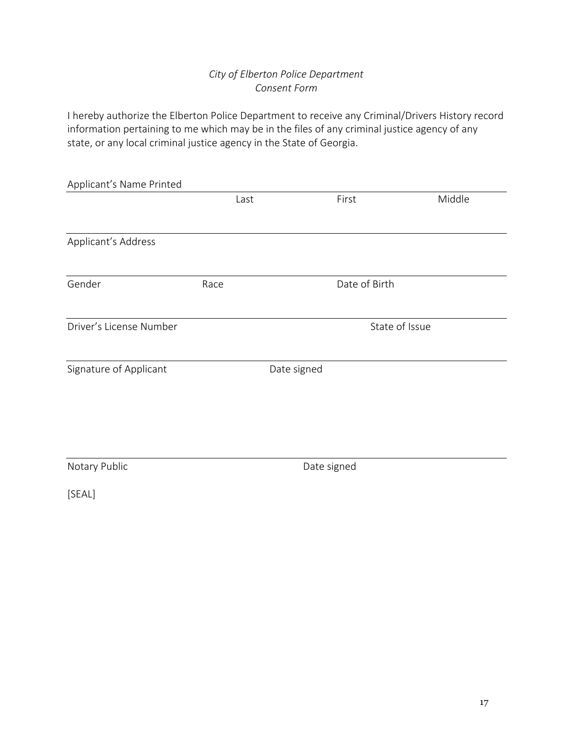*City of Elberton Police Department*
*Consent Form*

I hereby authorize the Elberton Police Department to receive any Criminal/Drivers History record information pertaining to me which may be in the files of any criminal justice agency of any state, or any local criminal justice agency in the State of Georgia.

Applicant's Name Printed ___________________________________________

Last                First                Middle

___________________________________________

Applicant's Address

___________________________________________

Gender                Race                Date of Birth

___________________________________________

Driver's License Number                State of Issue

___________________________________________

Signature of Applicant                Date signed

___________________________________________

Notary Public                Date signed

[SEAL]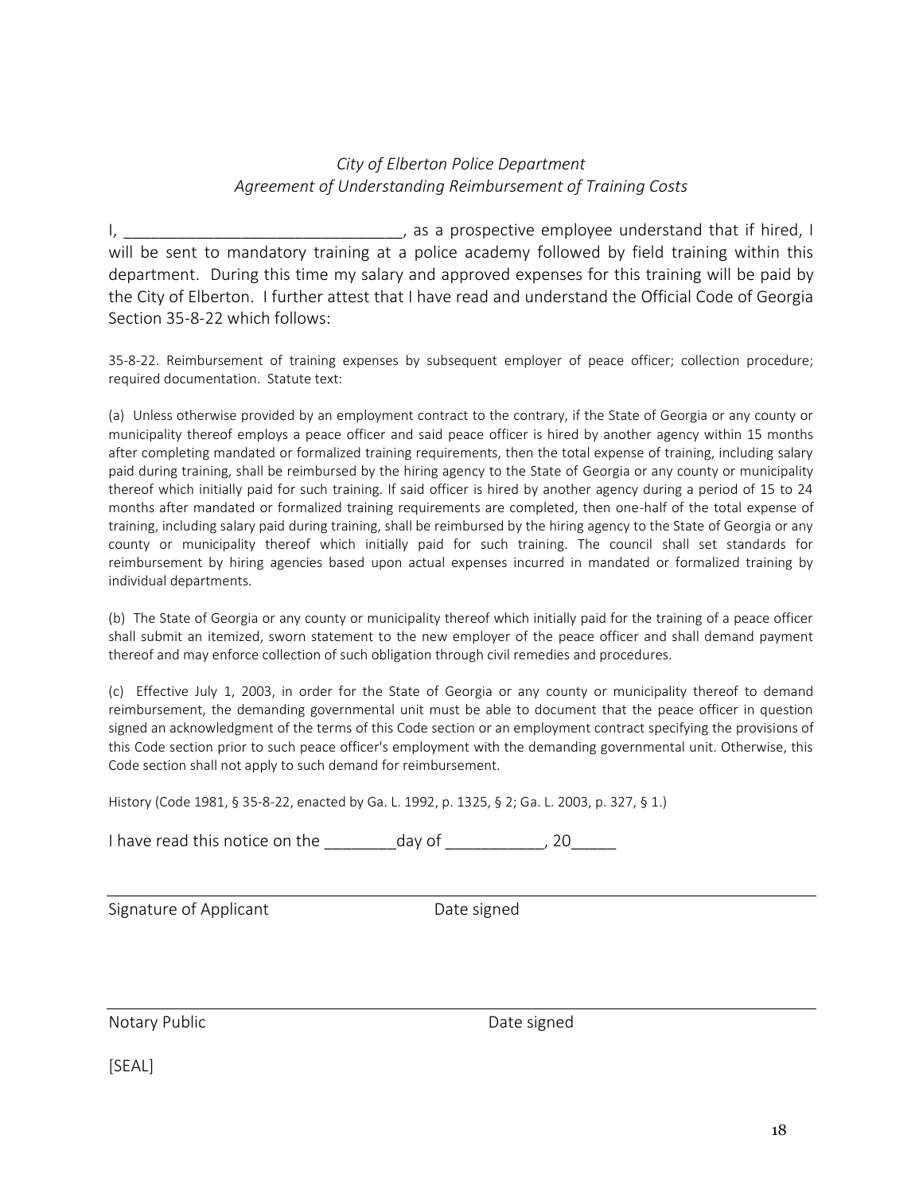*City of Elberton Police Department*
*Agreement of Understanding Reimbursement of Training Costs*

I, ______________________________, as a prospective employee understand that if hired, I will be sent to mandatory training at a police academy followed by field training within this department. During this time my salary and approved expenses for this training will be paid by the City of Elberton. I further attest that I have read and understand the Official Code of Georgia Section 35-8-22 which follows:

35-8-22. Reimbursement of training expenses by subsequent employer of peace officer; collection procedure; required documentation. Statute text:

(a) Unless otherwise provided by an employment contract to the contrary, if the State of Georgia or any county or municipality thereof employs a peace officer and said peace officer is hired by another agency within 15 months after completing mandated or formalized training requirements, then the total expense of training, including salary paid during training, shall be reimbursed by the hiring agency to the State of Georgia or any county or municipality thereof which initially paid for such training. If said officer is hired by another agency during a period of 15 to 24 months after mandated or formalized training requirements are completed, then one-half of the total expense of training, including salary paid during training, shall be reimbursed by the hiring agency to the State of Georgia or any county or municipality thereof which initially paid for such training. The council shall set standards for reimbursement by hiring agencies based upon actual expenses incurred in mandated or formalized training by individual departments.

(b) The State of Georgia or any county or municipality thereof which initially paid for the training of a peace officer shall submit an itemized, sworn statement to the new employer of the peace officer and shall demand payment thereof and may enforce collection of such obligation through civil remedies and procedures.

(c) Effective July 1, 2003, in order for the State of Georgia or any county or municipality thereof to demand reimbursement, the demanding governmental unit must be able to document that the peace officer in question signed an acknowledgment of the terms of this Code section or an employment contract specifying the provisions of this Code section prior to such peace officer's employment with the demanding governmental unit. Otherwise, this Code section shall not apply to such demand for reimbursement.

History (Code 1981, § 35-8-22, enacted by Ga. L. 1992, p. 1325, § 2; Ga. L. 2003, p. 327, § 1.)

I have read this notice on the ________day of ___________, 20_____

______________________________________________________________

Signature of Applicant Date signed

______________________________________________________________

Notary Public Date signed

[SEAL]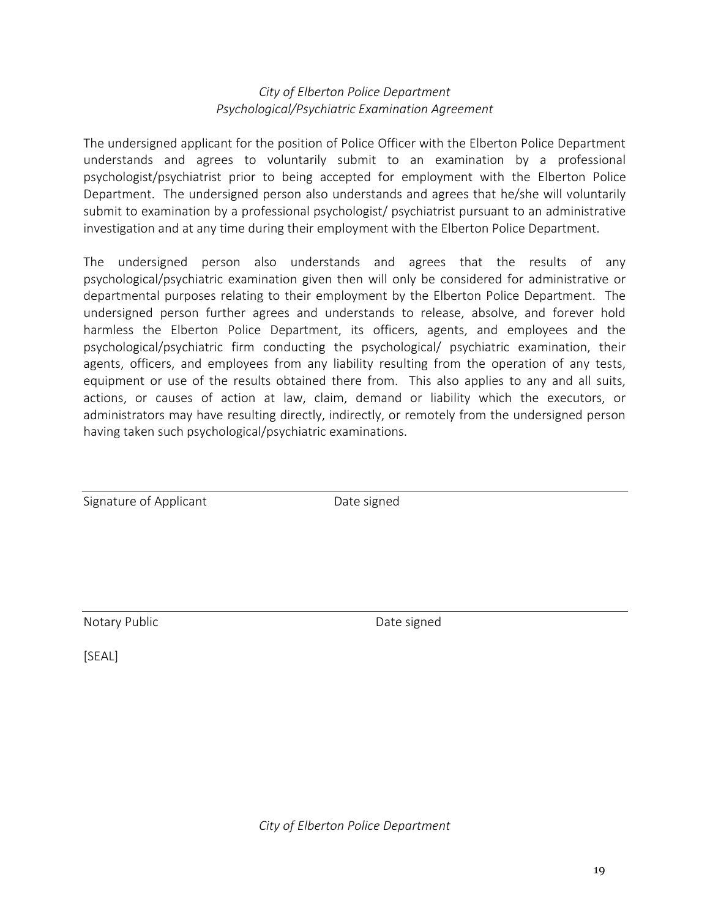*City of Elberton Police Department*
*Psychological/Psychiatric Examination Agreement*

The undersigned applicant for the position of Police Officer with the Elberton Police Department understands and agrees to voluntarily submit to an examination by a professional psychologist/psychiatrist prior to being accepted for employment with the Elberton Police Department. The undersigned person also understands and agrees that he/she will voluntarily submit to examination by a professional psychologist/ psychiatrist pursuant to an administrative investigation and at any time during their employment with the Elberton Police Department.

The undersigned person also understands and agrees that the results of any psychological/psychiatric examination given then will only be considered for administrative or departmental purposes relating to their employment by the Elberton Police Department. The undersigned person further agrees and understands to release, absolve, and forever hold harmless the Elberton Police Department, its officers, agents, and employees and the psychological/psychiatric firm conducting the psychological/ psychiatric examination, their agents, officers, and employees from any liability resulting from the operation of any tests, equipment or use of the results obtained there from. This also applies to any and all suits, actions, or causes of action at law, claim, demand or liability which the executors, or administrators may have resulting directly, indirectly, or remotely from the undersigned person having taken such psychological/psychiatric examinations.

_______________________________________________

Signature of Applicant Date signed

_______________________________________________

Notary Public Date signed

[SEAL]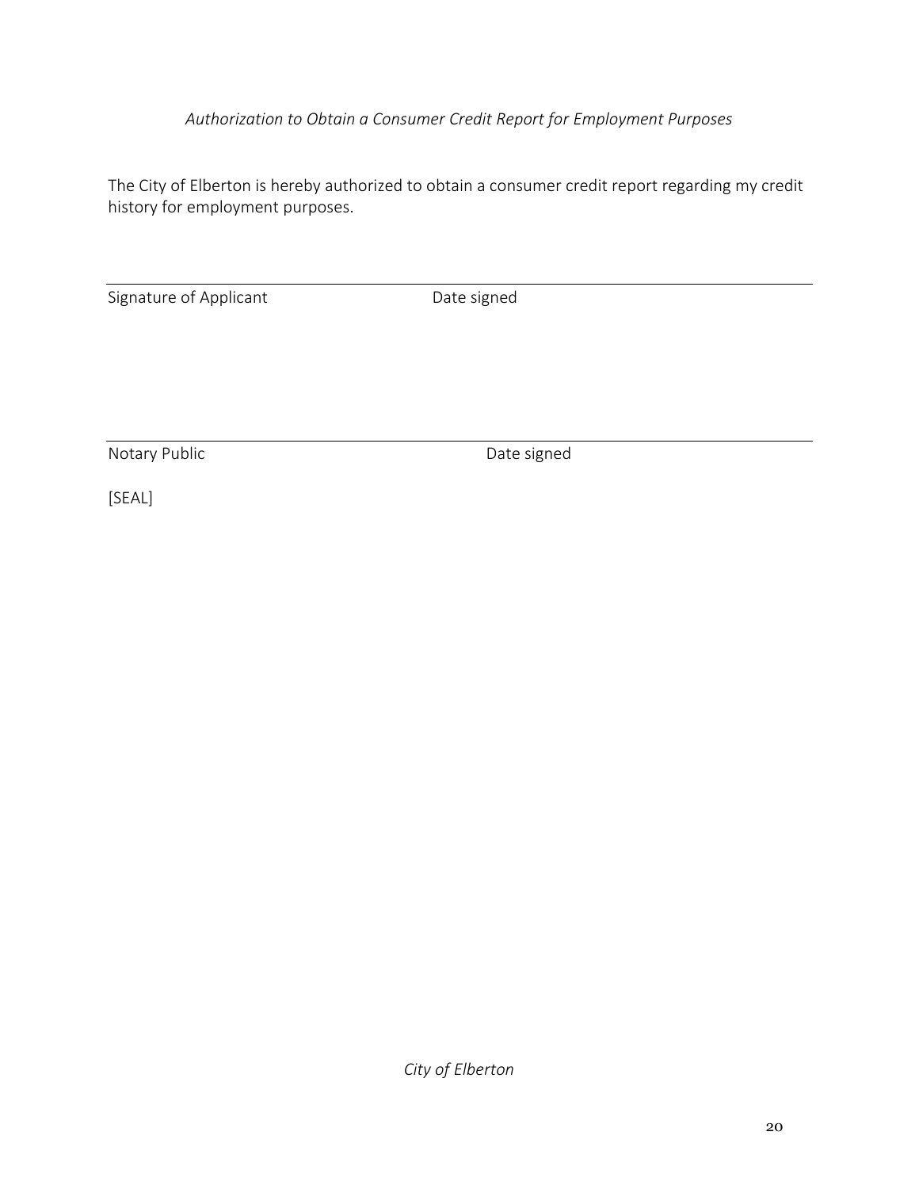*Authorization to Obtain a Consumer Credit Report for Employment Purposes*

The City of Elberton is hereby authorized to obtain a consumer credit report regarding my credit history for employment purposes.

\_\_\_\_\_\_\_\_\_\_\_\_\_\_\_\_\_\_\_\_\_\_\_\_\_\_\_\_\_\_\_\_\_\_\_\_\_\_\_\_\_\_\_\_\_\_\_\_\_\_\_\_\_\_\_\_\_\_\_\_\_\_\_\_

Signature of Applicant                    Date signed

\_\_\_\_\_\_\_\_\_\_\_\_\_\_\_\_\_\_\_\_\_\_\_\_\_\_\_\_\_\_\_\_\_\_\_\_\_\_\_\_\_\_\_\_\_\_\_\_\_\_\_\_\_\_\_\_\_\_\_\_\_\_\_\_

Notary Public                    Date signed

[SEAL]

*City of Elberton*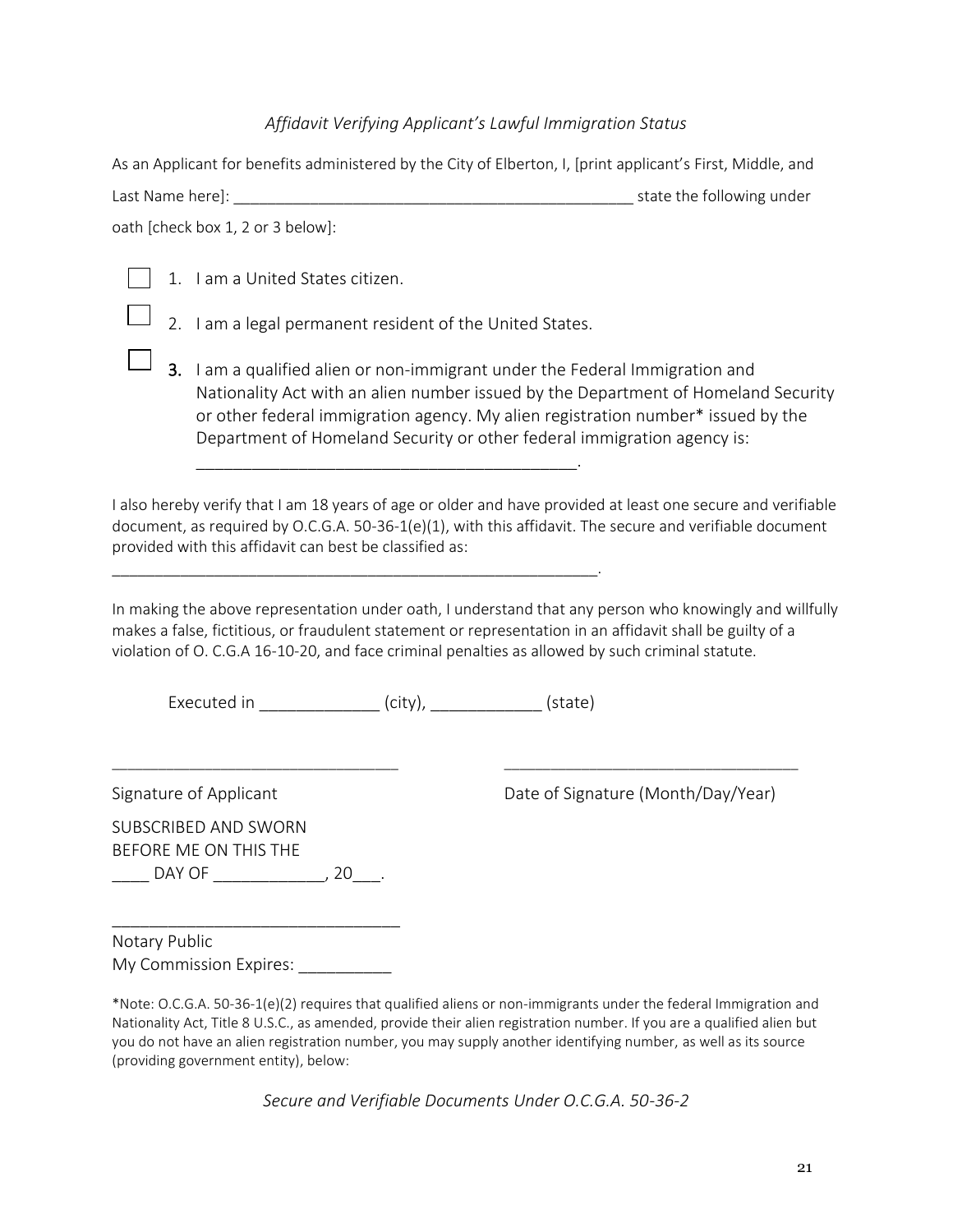*Affidavit Verifying Applicant's Lawful Immigration Status*

As an Applicant for benefits administered by the City of Elberton, I, [print applicant's First, Middle, and Last Name here]: _______________________________________________ state the following under oath [check box 1, 2 or 3 below]:

☐ 1. I am a United States citizen.

☐ 2. I am a legal permanent resident of the United States.

☐ **3.** I am a qualified alien or non-immigrant under the Federal Immigration and Nationality Act with an alien number issued by the Department of Homeland Security or other federal immigration agency. My alien registration number* issued by the Department of Homeland Security or other federal immigration agency is: _________________________________________.

I also hereby verify that I am 18 years of age or older and have provided at least one secure and verifiable document, as required by O.C.G.A. 50-36-1(e)(1), with this affidavit. The secure and verifiable document provided with this affidavit can best be classified as: _________________________________________________________.

In making the above representation under oath, I understand that any person who knowingly and willfully makes a false, fictitious, or fraudulent statement or representation in an affidavit shall be guilty of a violation of O. C.G.A 16-10-20, and face criminal penalties as allowed by such criminal statute.

Executed in _____________ (city), ____________ (state)

_______________________________ &nbsp;&nbsp;&nbsp;&nbsp;&nbsp;&nbsp;&nbsp;&nbsp; _________________________________

Signature of Applicant &nbsp;&nbsp;&nbsp;&nbsp;&nbsp;&nbsp;&nbsp;&nbsp; Date of Signature (Month/Day/Year)

SUBSCRIBED AND SWORN
BEFORE ME ON THIS THE
____ DAY OF ____________, 20___.

_______________________________
Notary Public
My Commission Expires: __________

*Note: O.C.G.A. 50-36-1(e)(2) requires that qualified aliens or non-immigrants under the federal Immigration and Nationality Act, Title 8 U.S.C., as amended, provide their alien registration number. If you are a qualified alien but you do not have an alien registration number, you may supply another identifying number, as well as its source (providing government entity), below:

*Secure and Verifiable Documents Under O.C.G.A. 50-36-2*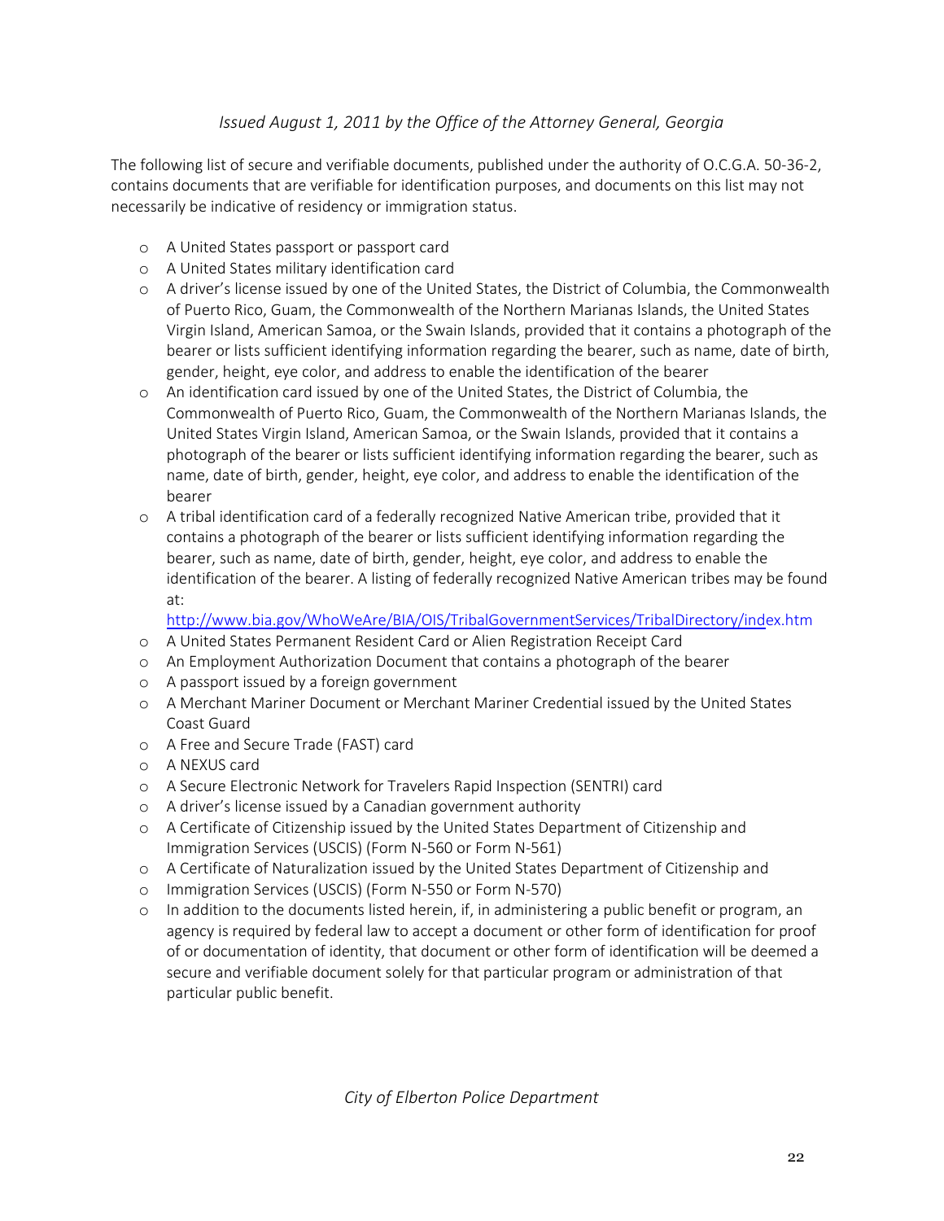*Issued August 1, 2011 by the Office of the Attorney General, Georgia*

The following list of secure and verifiable documents, published under the authority of O.C.G.A. 50-36-2, contains documents that are verifiable for identification purposes, and documents on this list may not necessarily be indicative of residency or immigration status.

- A United States passport or passport card
- A United States military identification card
- A driver's license issued by one of the United States, the District of Columbia, the Commonwealth of Puerto Rico, Guam, the Commonwealth of the Northern Marianas Islands, the United States Virgin Island, American Samoa, or the Swain Islands, provided that it contains a photograph of the bearer or lists sufficient identifying information regarding the bearer, such as name, date of birth, gender, height, eye color, and address to enable the identification of the bearer
- An identification card issued by one of the United States, the District of Columbia, the Commonwealth of Puerto Rico, Guam, the Commonwealth of the Northern Marianas Islands, the United States Virgin Island, American Samoa, or the Swain Islands, provided that it contains a photograph of the bearer or lists sufficient identifying information regarding the bearer, such as name, date of birth, gender, height, eye color, and address to enable the identification of the bearer
- A tribal identification card of a federally recognized Native American tribe, provided that it contains a photograph of the bearer or lists sufficient identifying information regarding the bearer, such as name, date of birth, gender, height, eye color, and address to enable the identification of the bearer. A listing of federally recognized Native American tribes may be found at: http://www.bia.gov/WhoWeAre/BIA/OIS/TribalGovernmentServices/TribalDirectory/index.htm
- A United States Permanent Resident Card or Alien Registration Receipt Card
- An Employment Authorization Document that contains a photograph of the bearer
- A passport issued by a foreign government
- A Merchant Mariner Document or Merchant Mariner Credential issued by the United States Coast Guard
- A Free and Secure Trade (FAST) card
- A NEXUS card
- A Secure Electronic Network for Travelers Rapid Inspection (SENTRI) card
- A driver's license issued by a Canadian government authority
- A Certificate of Citizenship issued by the United States Department of Citizenship and Immigration Services (USCIS) (Form N-560 or Form N-561)
- A Certificate of Naturalization issued by the United States Department of Citizenship and
- Immigration Services (USCIS) (Form N-550 or Form N-570)
- In addition to the documents listed herein, if, in administering a public benefit or program, an agency is required by federal law to accept a document or other form of identification for proof of or documentation of identity, that document or other form of identification will be deemed a secure and verifiable document solely for that particular program or administration of that particular public benefit.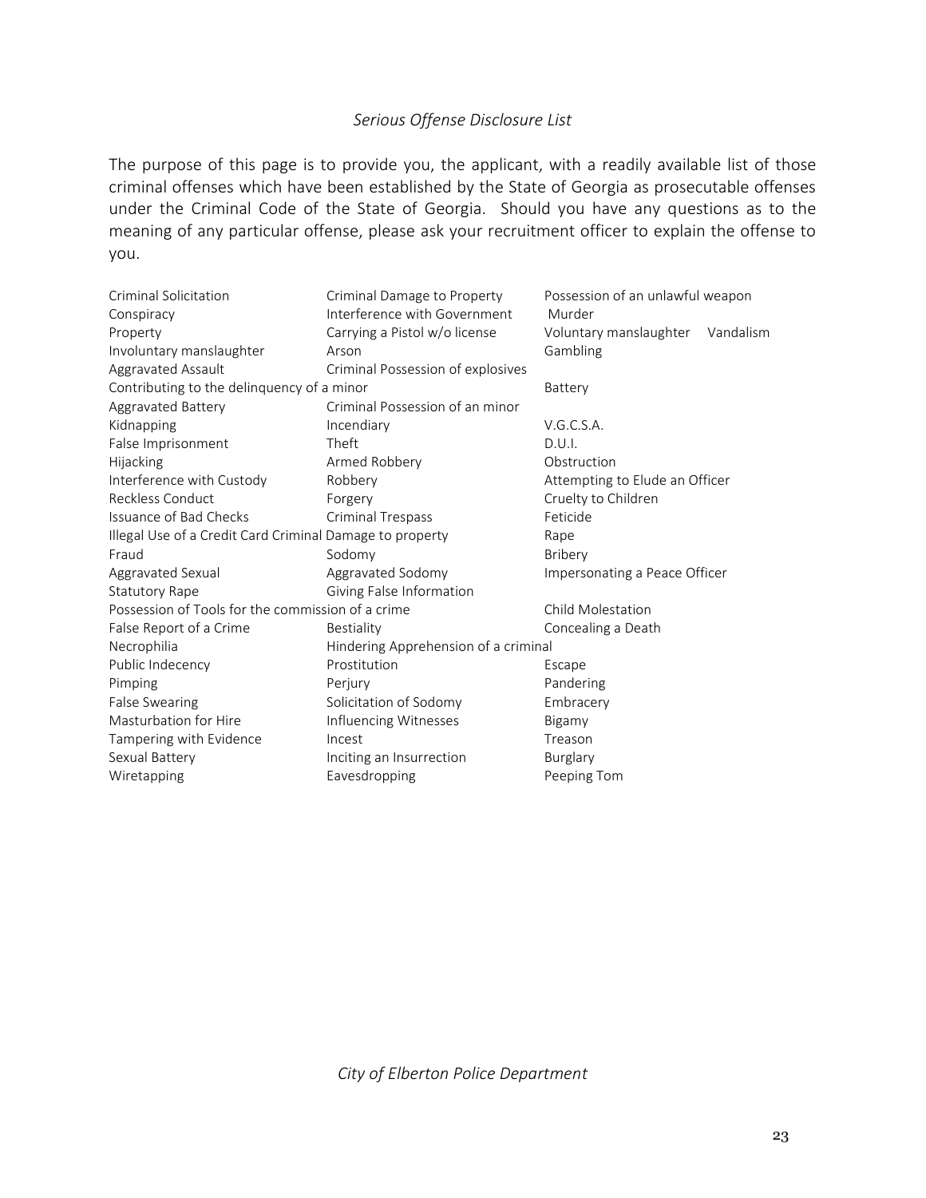*Serious Offense Disclosure List*

The purpose of this page is to provide you, the applicant, with a readily available list of those criminal offenses which have been established by the State of Georgia as prosecutable offenses under the Criminal Code of the State of Georgia. Should you have any questions as to the meaning of any particular offense, please ask your recruitment officer to explain the offense to you.

| | | |
|---|---|---|
| Criminal Solicitation | Criminal Damage to Property | Possession of an unlawful weapon |
| Conspiracy | Interference with Government | Murder |
| Property | Carrying a Pistol w/o license | Voluntary manslaughter Vandalism |
| Involuntary manslaughter | Arson | Gambling |
| Aggravated Assault | Criminal Possession of explosives | |
| Contributing to the delinquency of a minor | | Battery |
| Aggravated Battery | Criminal Possession of an minor | |
| Kidnapping | Incendiary | V.G.C.S.A. |
| False Imprisonment | Theft | D.U.I. |
| Hijacking | Armed Robbery | Obstruction |
| Interference with Custody | Robbery | Attempting to Elude an Officer |
| Reckless Conduct | Forgery | Cruelty to Children |
| Issuance of Bad Checks | Criminal Trespass | Feticide |
| Illegal Use of a Credit Card Criminal Damage to property | | Rape |
| Fraud | Sodomy | Bribery |
| Aggravated Sexual | Aggravated Sodomy | Impersonating a Peace Officer |
| Statutory Rape | Giving False Information | |
| Possession of Tools for the commission of a crime | | Child Molestation |
| False Report of a Crime | Bestiality | Concealing a Death |
| Necrophilia | Hindering Apprehension of a criminal | |
| Public Indecency | Prostitution | Escape |
| Pimping | Perjury | Pandering |
| False Swearing | Solicitation of Sodomy | Embracery |
| Masturbation for Hire | Influencing Witnesses | Bigamy |
| Tampering with Evidence | Incest | Treason |
| Sexual Battery | Inciting an Insurrection | Burglary |
| Wiretapping | Eavesdropping | Peeping Tom |

*City of Elberton Police Department*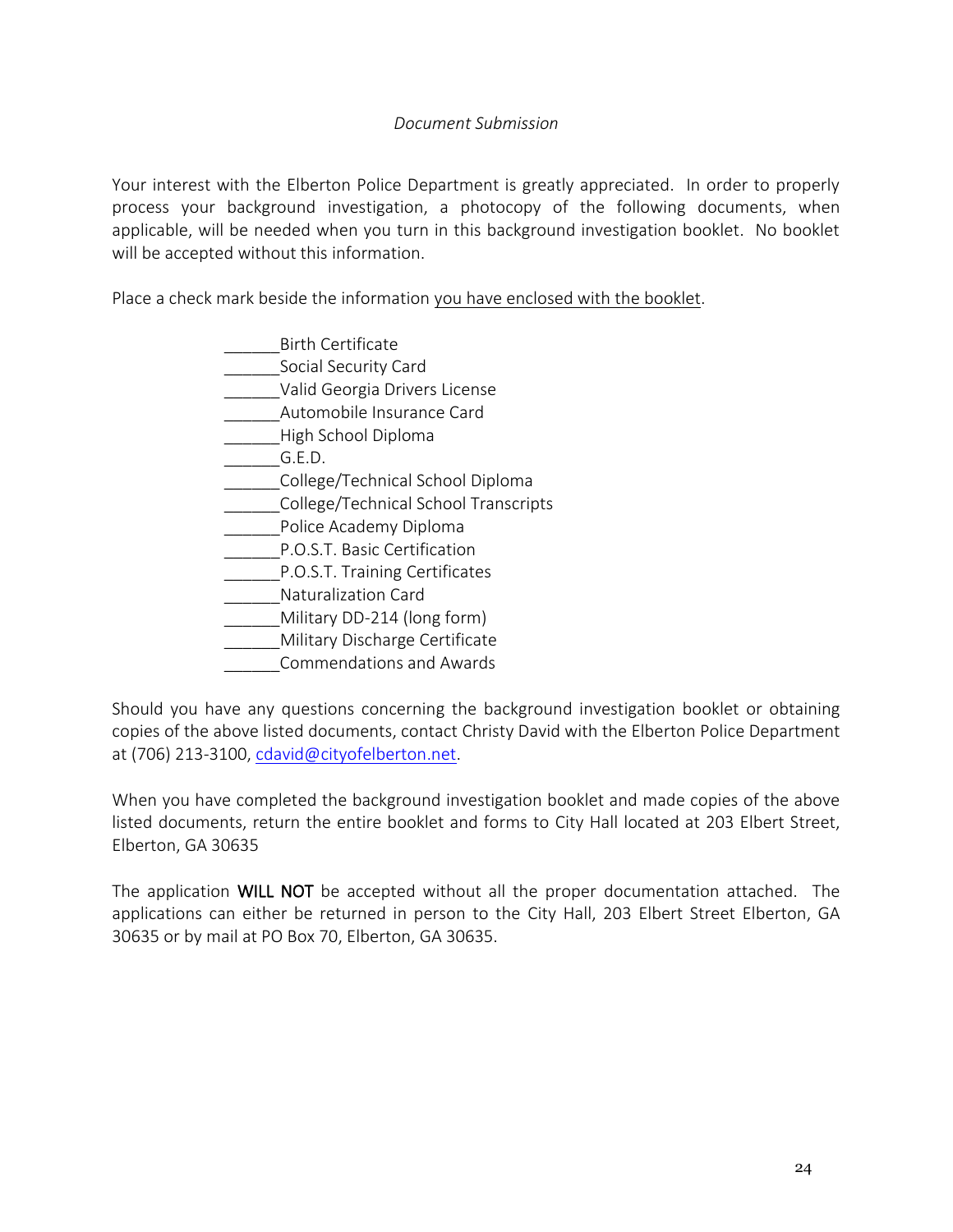*Document Submission*

Your interest with the Elberton Police Department is greatly appreciated. In order to properly process your background investigation, a photocopy of the following documents, when applicable, will be needed when you turn in this background investigation booklet. No booklet will be accepted without this information.

Place a check mark beside the information <u>you have enclosed with the booklet</u>.

______Birth Certificate
______Social Security Card
______Valid Georgia Drivers License
______Automobile Insurance Card
______High School Diploma
______G.E.D.
______College/Technical School Diploma
______College/Technical School Transcripts
______Police Academy Diploma
______P.O.S.T. Basic Certification
______P.O.S.T. Training Certificates
______Naturalization Card
______Military DD-214 (long form)
______Military Discharge Certificate
______Commendations and Awards

Should you have any questions concerning the background investigation booklet or obtaining copies of the above listed documents, contact Christy David with the Elberton Police Department at (706) 213-3100, cdavid@cityofelberton.net.

When you have completed the background investigation booklet and made copies of the above listed documents, return the entire booklet and forms to City Hall located at 203 Elbert Street, Elberton, GA 30635

The application **WILL NOT** be accepted without all the proper documentation attached. The applications can either be returned in person to the City Hall, 203 Elbert Street Elberton, GA 30635 or by mail at PO Box 70, Elberton, GA 30635.